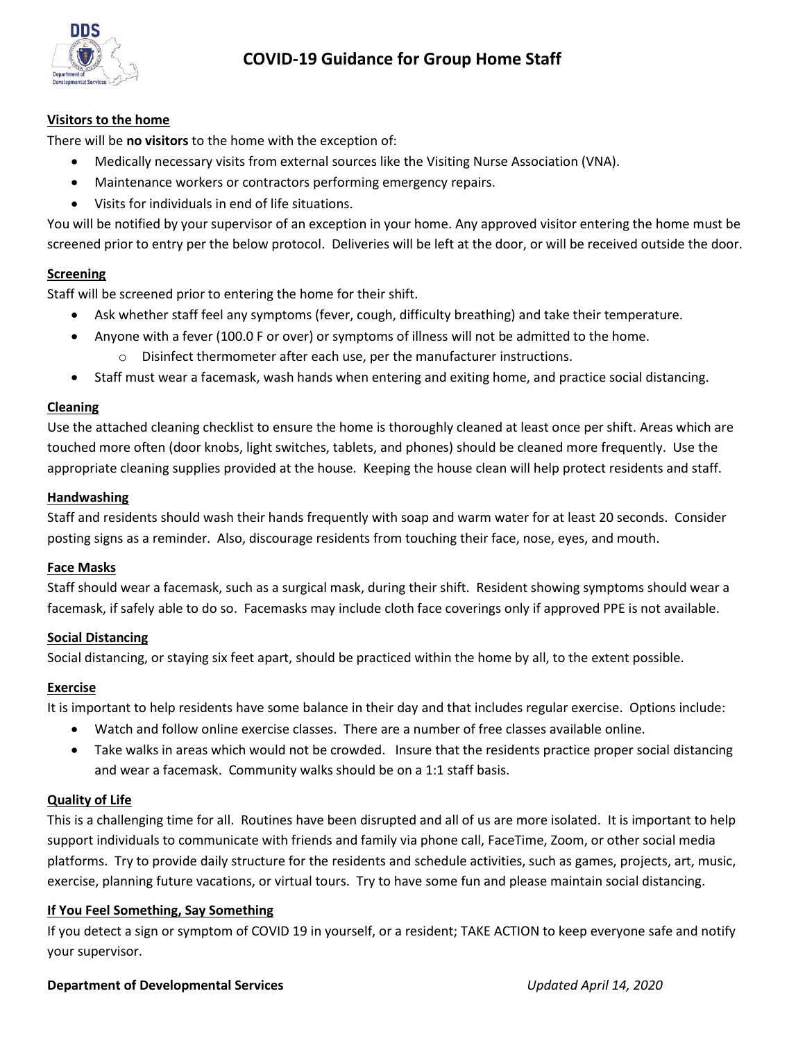# COVID-19 Guidance for Group Home Staff

## Visitors to the home

There will be **no visitors** to the home with the exception of:

- Medically necessary visits from external sources like the Visiting Nurse Association (VNA).
- Maintenance workers or contractors performing emergency repairs.
- Visits for individuals in end of life situations.

You will be notified by your supervisor of an exception in your home. Any approved visitor entering the home must be screened prior to entry per the below protocol. Deliveries will be left at the door, or will be received outside the door.

## Screening

Staff will be screened prior to entering the home for their shift.

- Ask whether staff feel any symptoms (fever, cough, difficulty breathing) and take their temperature.
- Anyone with a fever (100.0 F or over) or symptoms of illness will not be admitted to the home.
    - Disinfect thermometer after each use, per the manufacturer instructions.
- Staff must wear a facemask, wash hands when entering and exiting home, and practice social distancing.

## Cleaning

Use the attached cleaning checklist to ensure the home is thoroughly cleaned at least once per shift. Areas which are touched more often (door knobs, light switches, tablets, and phones) should be cleaned more frequently. Use the appropriate cleaning supplies provided at the house. Keeping the house clean will help protect residents and staff.

## Handwashing

Staff and residents should wash their hands frequently with soap and warm water for at least 20 seconds. Consider posting signs as a reminder. Also, discourage residents from touching their face, nose, eyes, and mouth.

## Face Masks

Staff should wear a facemask, such as a surgical mask, during their shift. Resident showing symptoms should wear a facemask, if safely able to do so. Facemasks may include cloth face coverings only if approved PPE is not available.

## Social Distancing

Social distancing, or staying six feet apart, should be practiced within the home by all, to the extent possible.

## Exercise

It is important to help residents have some balance in their day and that includes regular exercise. Options include:

- Watch and follow online exercise classes. There are a number of free classes available online.
- Take walks in areas which would not be crowded. Insure that the residents practice proper social distancing and wear a facemask. Community walks should be on a 1:1 staff basis.

## Quality of Life

This is a challenging time for all. Routines have been disrupted and all of us are more isolated. It is important to help support individuals to communicate with friends and family via phone call, FaceTime, Zoom, or other social media platforms. Try to provide daily structure for the residents and schedule activities, such as games, projects, art, music, exercise, planning future vacations, or virtual tours. Try to have some fun and please maintain social distancing.

## If You Feel Something, Say Something

If you detect a sign or symptom of COVID 19 in yourself, or a resident; TAKE ACTION to keep everyone safe and notify your supervisor.

**Department of Developmental Services** *Updated April 14, 2020*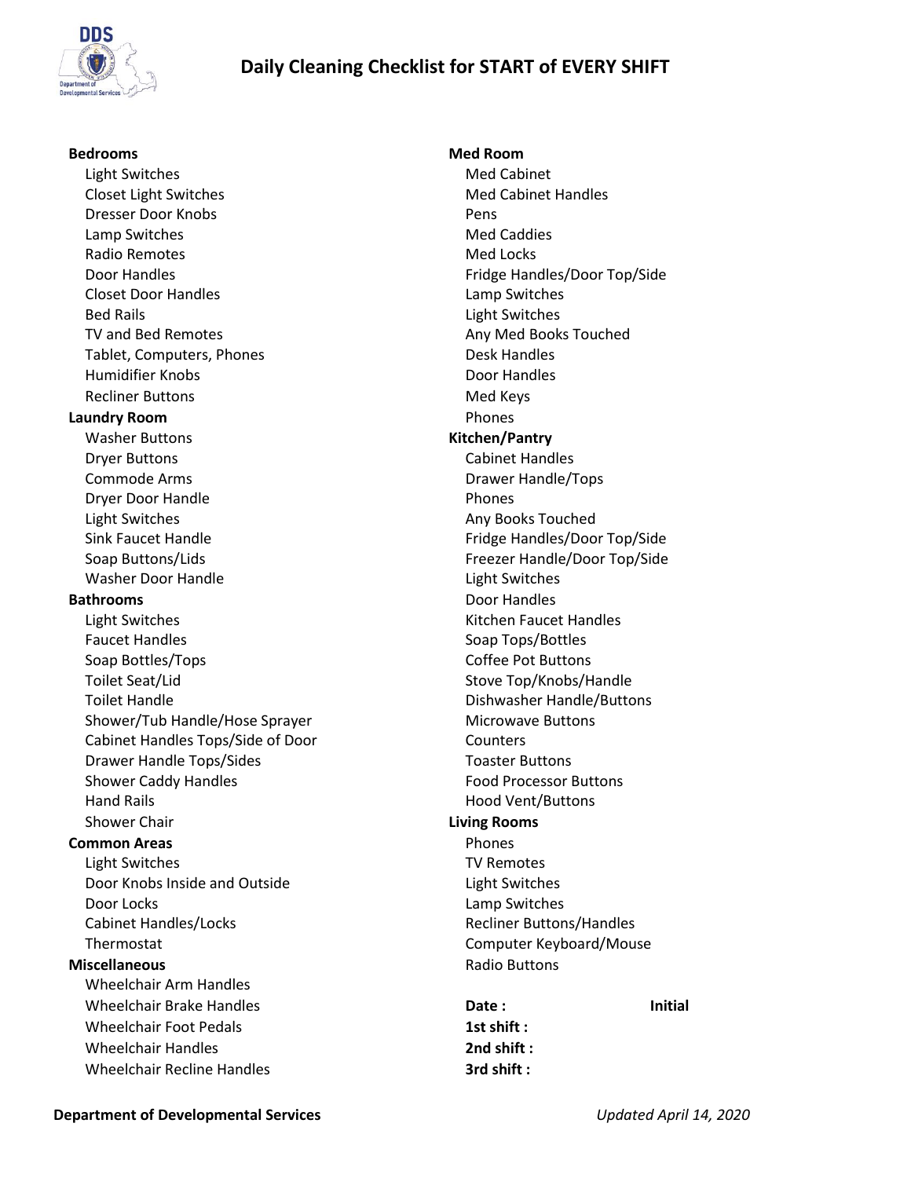# Daily Cleaning Checklist for START of EVERY SHIFT

**Bedrooms**
- Light Switches
- Closet Light Switches
- Dresser Door Knobs
- Lamp Switches
- Radio Remotes
- Door Handles
- Closet Door Handles
- Bed Rails
- TV and Bed Remotes
- Tablet, Computers, Phones
- Humidifier Knobs
- Recliner Buttons

**Laundry Room**
- Washer Buttons
- Dryer Buttons
- Commode Arms
- Dryer Door Handle
- Light Switches
- Sink Faucet Handle
- Soap Buttons/Lids
- Washer Door Handle

**Bathrooms**
- Light Switches
- Faucet Handles
- Soap Bottles/Tops
- Toilet Seat/Lid
- Toilet Handle
- Shower/Tub Handle/Hose Sprayer
- Cabinet Handles Tops/Side of Door
- Drawer Handle Tops/Sides
- Shower Caddy Handles
- Hand Rails
- Shower Chair

**Common Areas**
- Light Switches
- Door Knobs Inside and Outside
- Door Locks
- Cabinet Handles/Locks
- Thermostat

**Miscellaneous**
- Wheelchair Arm Handles
- Wheelchair Brake Handles
- Wheelchair Foot Pedals
- Wheelchair Handles
- Wheelchair Recline Handles

**Med Room**
- Med Cabinet
- Med Cabinet Handles
- Pens
- Med Caddies
- Med Locks
- Fridge Handles/Door Top/Side
- Lamp Switches
- Light Switches
- Any Med Books Touched
- Desk Handles
- Door Handles
- Med Keys
- Phones

**Kitchen/Pantry**
- Cabinet Handles
- Drawer Handle/Tops
- Phones
- Any Books Touched
- Fridge Handles/Door Top/Side
- Freezer Handle/Door Top/Side
- Light Switches
- Door Handles
- Kitchen Faucet Handles
- Soap Tops/Bottles
- Coffee Pot Buttons
- Stove Top/Knobs/Handle
- Dishwasher Handle/Buttons
- Microwave Buttons
- Counters
- Toaster Buttons
- Food Processor Buttons
- Hood Vent/Buttons

**Living Rooms**
- Phones
- TV Remotes
- Light Switches
- Lamp Switches
- Recliner Buttons/Handles
- Computer Keyboard/Mouse
- Radio Buttons

| **Date :** | **Initial** |
|---|---|
| **1st shift :** | |
| **2nd shift :** | |
| **3rd shift :** | |

**Department of Developmental Services** *Updated April 14, 2020*